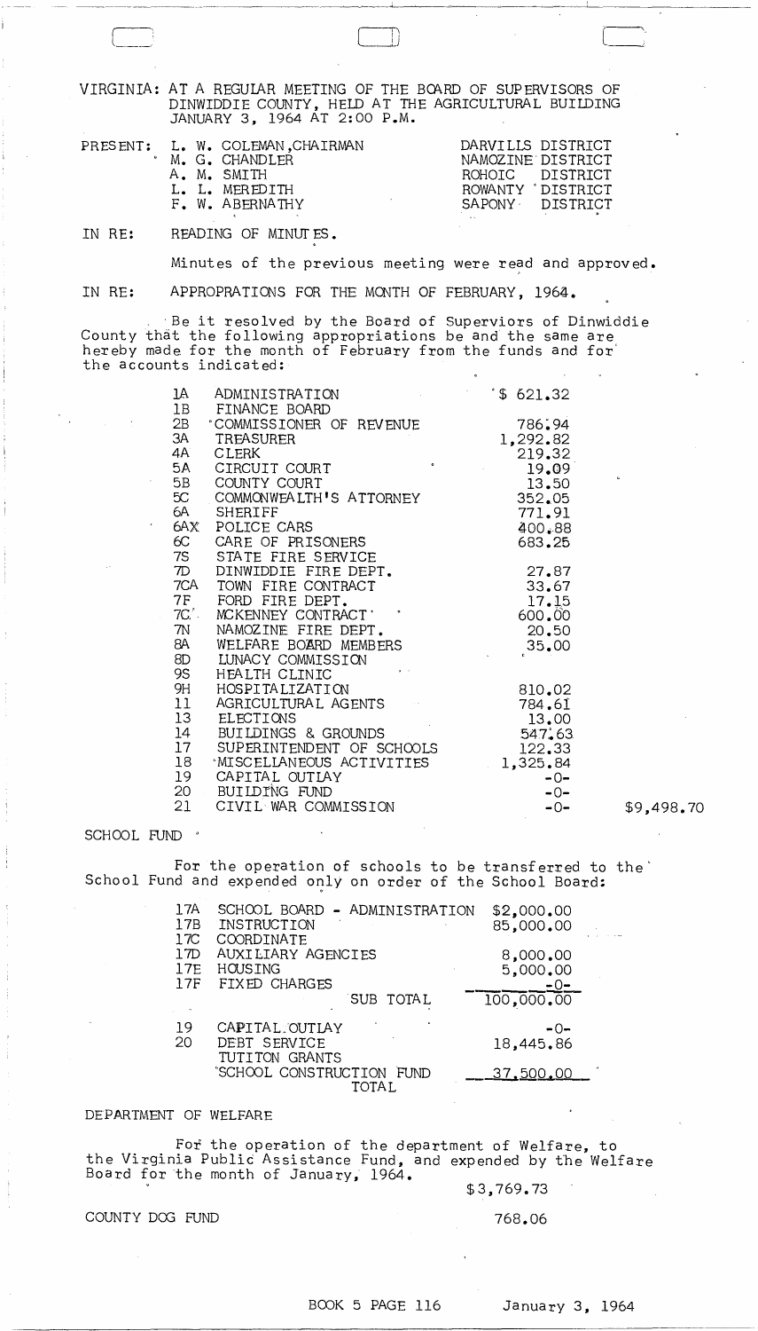VIRGINIA: AT A REGULAR MEETING OF THE BOARD OF SUPERVISORS OF DINWIDDIE COUNTY, HELD AT THE AGRICULTURAL BUILDING JANUARY 3, 1964 AT 2:00 P.M.

| PRESENT: | | |
|---|---|---|
| | L. W. COLEMAN, CHAIRMAN | DARVILLS DISTRICT |
| | M. G. CHANDLER | NAMOZINE DISTRICT |
| | A. M. SMITH | ROHOIC DISTRICT |
| | L. L. MEREDITH | ROWANTY DISTRICT |
| | F. W. ABERNATHY | SAPONY DISTRICT |

IN RE: READING OF MINUTES.

Minutes of the previous meeting were read and approved.

IN RE: APPROPRATIONS FOR THE MONTH OF FEBRUARY, 1964.

Be it resolved by the Board of Superviors of Dinwiddie County that the following appropriations be and the same are hereby made for the month of February from the funds and for the accounts indicated:

| | | | |
|---|---|---|---|
| 1A | ADMINISTRATION | $ 621.32 | |
| 1B | FINANCE BOARD | | |
| 2B | COMMISSIONER OF REVENUE | 786.94 | |
| 3A | TREASURER | 1,292.82 | |
| 4A | CLERK | 219.32 | |
| 5A | CIRCUIT COURT | 19.09 | |
| 5B | COUNTY COURT | 13.50 | |
| 5C | COMMONWEALTH'S ATTORNEY | 352.05 | |
| 6A | SHERIFF | 771.91 | |
| 6AX | POLICE CARS | 400.88 | |
| 6C | CARE OF PRISONERS | 683.25 | |
| 7S | STATE FIRE SERVICE | | |
| 7D | DINWIDDIE FIRE DEPT. | 27.87 | |
| 7CA | TOWN FIRE CONTRACT | 33.67 | |
| 7F | FORD FIRE DEPT. | 17.15 | |
| 7C | MCKENNEY CONTRACT | 600.00 | |
| 7N | NAMOZINE FIRE DEPT. | 20.50 | |
| 8A | WELFARE BOARD MEMBERS | 35.00 | |
| 8D | LUNACY COMMISSION | | |
| 9S | HEALTH CLINIC | | |
| 9H | HOSPITALIZATION | 810.02 | |
| 11 | AGRICULTURAL AGENTS | 784.61 | |
| 13 | ELECTIONS | 13.00 | |
| 14 | BUILDINGS & GROUNDS | 547.63 | |
| 17 | SUPERINTENDENT OF SCHOOLS | 122.33 | |
| 18 | MISCELLANEOUS ACTIVITIES | 1,325.84 | |
| 19 | CAPITAL OUTLAY | -0- | |
| 20 | BUILDING FUND | -0- | |
| 21 | CIVIL WAR COMMISSION | -0- | $9,498.70 |

SCHOOL FUND

For the operation of schools to be transferred to the School Fund and expended only on order of the School Board:

| | | |
|---|---|---|
| 17A | SCHOOL BOARD - ADMINISTRATION | $2,000.00 |
| 17B | INSTRUCTION | 85,000.00 |
| 17C | COORDINATE | |
| 17D | AUXILIARY AGENCIES | 8,000.00 |
| 17E | HOUSING | 5,000.00 |
| 17F | FIXED CHARGES | -0- |
| | SUB TOTAL | 100,000.00 |
| 19 | CAPITAL OUTLAY | -0- |
| 20 | DEBT SERVICE | 18,445.86 |
| | TUTITON GRANTS | |
| | SCHOOL CONSTRUCTION FUND | 37,500.00 |
| | TOTAL | |

DEPARTMENT OF WELFARE

For the operation of the department of Welfare, to the Virginia Public Assistance Fund, and expended by the Welfare Board for the month of January, 1964.

$3,769.73

COUNTY DOG FUND 768.06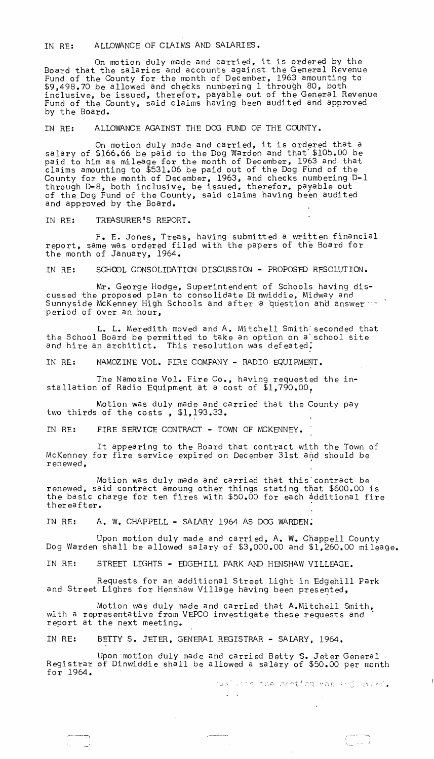IN RE: ALLOWANCE OF CLAIMS AND SALARIES.

On motion duly made and carried, it is ordered by the Board that the salaries and accounts against the General Revenue Fund of the County for the month of December, 1963 amounting to $9,498.70 be allowed and checks numbering 1 through 80, both inclusive, be issued, therefor, payable out of the General Revenue Fund of the County, said claims having been audited and approved by the Board.

IN RE: ALLOWANCE AGAINST THE DOG FUND OF THE COUNTY.

On motion duly made and carried, it is ordered that a salary of $166.66 be paid to the Dog Warden and that $105.00 be paid to him as mileage for the month of December, 1963 and that claims amounting to $531.06 be paid out of the Dog Fund of the County for the month of December, 1963, and checks numbering D-1 through D-8, both inclusive, be issued, therefor, payable out of the Dog Fund of the County, said claims having been audited and approved by the Board.

IN RE: TREASURER'S REPORT.

F. E. Jones, Treas, having submitted a written financial report, same was ordered filed with the papers of the Board for the month of January, 1964.

IN RE: SCHOOL CONSOLIDATION DISCUSSION - PROPOSED RESOLUTION.

Mr. George Hodge, Superintendent of Schools having discussed the proposed plan to consolidate Dinwiddie, Midway and Sunnyside McKenney High Schools and after a question and answer period of over an hour,

L. L. Meredith moved and A. Mitchell Smith seconded that the School Board be permitted to take an option on a school site and hire an architict. This resolution was defeated.

IN RE: NAMOZINE VOL. FIRE COMPANY - RADIO EQUIPMENT.

The Namozine Vol. Fire Co., having requested the installation of Radio Equipment at a cost of $1,790.00,

Motion was duly made and carried that the County pay two thirds of the costs , $1,193.33.

IN RE: FIRE SERVICE CONTRACT - TOWN OF MCKENNEY.

It appearing to the Board that contract with the Town of McKenney for fire service expired on December 31st and should be renewed,

Motion was duly made and carried that this contract be renewed, said contract amoung other things stating that $600.00 is the basic charge for ten fires with $50.00 for each additional fire thereafter.

IN RE: A. W. CHAPPELL - SALARY 1964 AS DOG WARDEN.

Upon motion duly made and carried, A. W. Chappell County Dog Warden shall be allowed salary of $3,000.00 and $1,260.00 mileage.

IN RE: STREET LIGHTS - EDGEHILL PARK AND HENSHAW VILLEAGE.

Requests for an additional Street Light in Edgehill Park and Street Lighrs for Henshaw Village having been presented,

Motion was duly made and carried that A.Mitchell Smith, with a representative from VEPCO investigate these requests and report at the next meeting.

IN RE: BETTY S. JETER, GENERAL REGISTRAR - SALARY, 1964.

Upon motion duly made and carried Betty S. Jeter General Registrar of Dinwiddie shall be allowed a salary of $50.00 per month for 1964.

Whereupon the meeting was adjourned.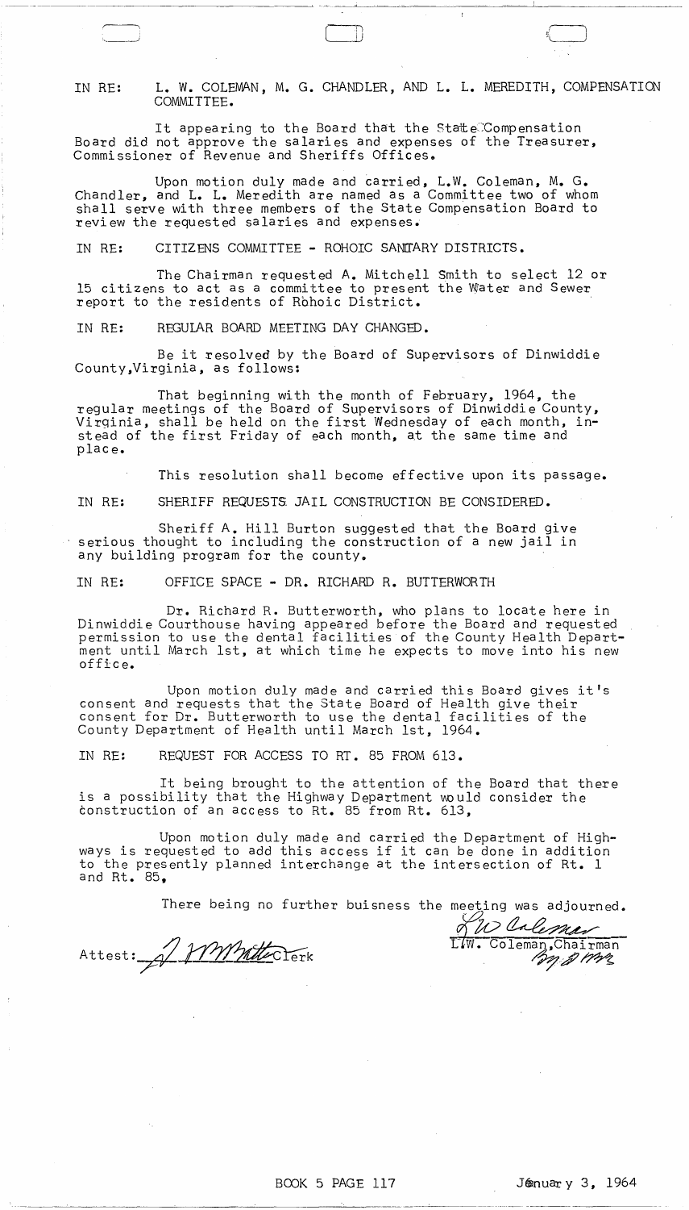IN RE: L. W. COLEMAN, M. G. CHANDLER, AND L. L. MEREDITH, COMPENSATION COMMITTEE.

It appearing to the Board that the State Compensation Board did not approve the salaries and expenses of the Treasurer, Commissioner of Revenue and Sheriffs Offices.

Upon motion duly made and carried, L.W. Coleman, M. G. Chandler, and L. L. Meredith are named as a Committee two of whom shall serve with three members of the State Compensation Board to review the requested salaries and expenses.

IN RE: CITIZENS COMMITTEE - ROHOIC SANTARY DISTRICTS.

The Chairman requested A. Mitchell Smith to select 12 or 15 citizens to act as a committee to present the Water and Sewer report to the residents of Rohoic District.

IN RE: REGULAR BOARD MEETING DAY CHANGED.

Be it resolved by the Board of Supervisors of Dinwiddie County,Virginia, as follows:

That beginning with the month of February, 1964, the regular meetings of the Board of Supervisors of Dinwiddie County, Virginia, shall be held on the first Wednesday of each month, instead of the first Friday of each month, at the same time and place.

This resolution shall become effective upon its passage.

IN RE: SHERIFF REQUESTS JAIL CONSTRUCTION BE CONSIDERED.

Sheriff A. Hill Burton suggested that the Board give serious thought to including the construction of a new jail in any building program for the county.

IN RE: OFFICE SPACE - DR. RICHARD R. BUTTERWORTH

Dr. Richard R. Butterworth, who plans to locate here in Dinwiddie Courthouse having appeared before the Board and requested permission to use the dental facilities of the County Health Department until March 1st, at which time he expects to move into his new office.

Upon motion duly made and carried this Board gives it's consent and requests that the State Board of Health give their consent for Dr. Butterworth to use the dental facilities of the County Department of Health until March 1st, 1964.

IN RE: REQUEST FOR ACCESS TO RT. 85 FROM 613.

It being brought to the attention of the Board that there is a possibility that the Highway Department would consider the construction of an access to Rt. 85 from Rt. 613,

Upon motion duly made and carried the Department of Highways is requested to add this access if it can be done in addition to the presently planned interchange at the intersection of Rt. 1 and Rt. 85,

There being no further buisness the meeting was adjourned.

Attest: _________ Clerk

L.W. Coleman, Chairman